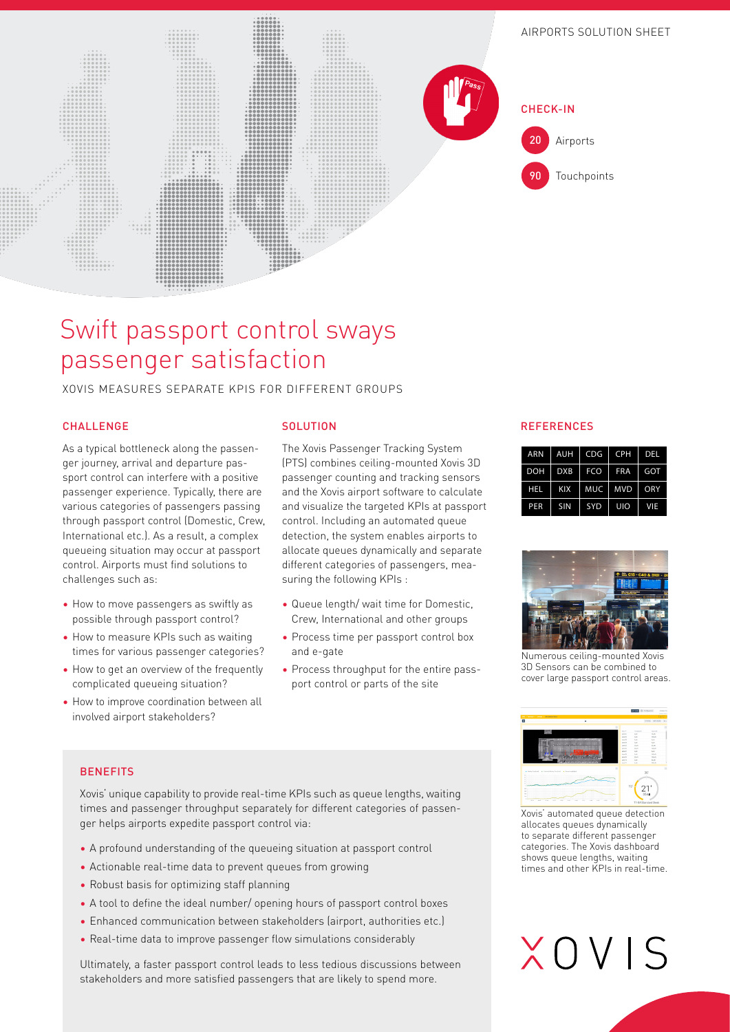AIRPORTS SOLUTION SHEET

CHECK-IN

20 Airports

90 Touchpoints

# Swift passport control sways passenger satisfaction

XOVIS MEASURES SEPARATE KPIS FOR DIFFERENT GROUPS

## CHALLENGE

As a typical bottleneck along the passenger journey, arrival and departure passport control can interfere with a positive passenger experience. Typically, there are various categories of passengers passing through passport control (Domestic, Crew, International etc.). As a result, a complex queueing situation may occur at passport control. Airports must find solutions to challenges such as:

- How to move passengers as swiftly as possible through passport control?
- How to measure KPIs such as waiting times for various passenger categories?
- How to get an overview of the frequently complicated queueing situation?
- How to improve coordination between all involved airport stakeholders?

## SOLUTION

The Xovis Passenger Tracking System (PTS) combines ceiling-mounted Xovis 3D passenger counting and tracking sensors and the Xovis airport software to calculate and visualize the targeted KPIs at passport control. Including an automated queue detection, the system enables airports to allocate queues dynamically and separate different categories of passengers, measuring the following KPIs :

- Queue length/ wait time for Domestic, Crew, International and other groups
- Process time per passport control box and e-gate
- Process throughput for the entire passport control or parts of the site

## REFERENCES

| ARN | AUH | CDG | CPH | DEL |
|---|---|---|---|---|
| DOH | DXB | FCO | FRA | GOT |
| HEL | KIX | MUC | MVD | ORY |
| PER | SIN | SYD | UIO | VIE |

Numerous ceiling-mounted Xovis 3D Sensors can be combined to cover large passport control areas.

Xovis' automated queue detection allocates queues dynamically to separate different passenger categories. The Xovis dashboard shows queue lengths, waiting times and other KPIs in real-time.

## BENEFITS

Xovis' unique capability to provide real-time KPIs such as queue lengths, waiting times and passenger throughput separately for different categories of passenger helps airports expedite passport control via:

- A profound understanding of the queueing situation at passport control
- Actionable real-time data to prevent queues from growing
- Robust basis for optimizing staff planning
- A tool to define the ideal number/ opening hours of passport control boxes
- Enhanced communication between stakeholders (airport, authorities etc.)
- Real-time data to improve passenger flow simulations considerably

Ultimately, a faster passport control leads to less tedious discussions between stakeholders and more satisfied passengers that are likely to spend more.

XOVIS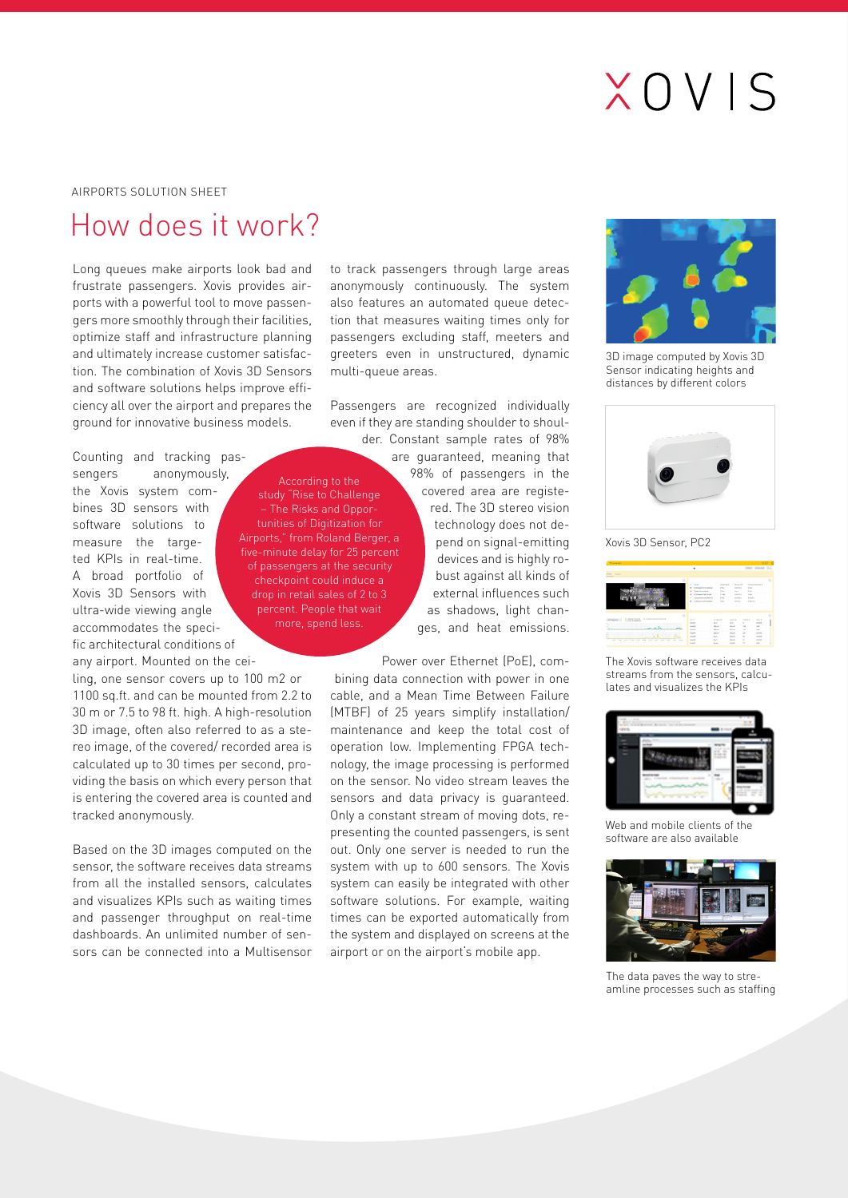XOVIS

AIRPORTS SOLUTION SHEET

# How does it work?

Long queues make airports look bad and frustrate passengers. Xovis provides airports with a powerful tool to move passengers more smoothly through their facilities, optimize staff and infrastructure planning and ultimately increase customer satisfaction. The combination of Xovis 3D Sensors and software solutions helps improve efficiency all over the airport and prepares the ground for innovative business models.

Counting and tracking passengers anonymously, the Xovis system combines 3D sensors with software solutions to measure the targeted KPIs in real-time. A broad portfolio of Xovis 3D Sensors with ultra-wide viewing angle accommodates the specific architectural conditions of any airport. Mounted on the ceiling, one sensor covers up to 100 m2 or 1100 sq.ft. and can be mounted from 2.2 to 30 m or 7.5 to 98 ft. high. A high-resolution 3D image, often also referred to as a stereo image, of the covered/ recorded area is calculated up to 30 times per second, providing the basis on which every person that is entering the covered area is counted and tracked anonymously.

Based on the 3D images computed on the sensor, the software receives data streams from all the installed sensors, calculates and visualizes KPIs such as waiting times and passenger throughput on real-time dashboards. An unlimited number of sensors can be connected into a Multisensor to track passengers through large areas anonymously continuously. The system also features an automated queue detection that measures waiting times only for passengers excluding staff, meeters and greeters even in unstructured, dynamic multi-queue areas.

According to the study "Rise to Challenge – The Risks and Opportunities of Digitization for Airports," from Roland Berger, a five-minute delay for 25 percent of passengers at the security checkpoint could induce a drop in retail sales of 2 to 3 percent. People that wait more, spend less.

Passengers are recognized individually even if they are standing shoulder to shoulder. Constant sample rates of 98% are guaranteed, meaning that 98% of passengers in the covered area are registered. The 3D stereo vision technology does not depend on signal-emitting devices and is highly robust against all kinds of external influences such as shadows, light changes, and heat emissions.

Power over Ethernet (PoE), combining data connection with power in one cable, and a Mean Time Between Failure (MTBF) of 25 years simplify installation/ maintenance and keep the total cost of operation low. Implementing FPGA technology, the image processing is performed on the sensor. No video stream leaves the sensors and data privacy is guaranteed. Only a constant stream of moving dots, representing the counted passengers, is sent out. Only one server is needed to run the system with up to 600 sensors. The Xovis system can easily be integrated with other software solutions. For example, waiting times can be exported automatically from the system and displayed on screens at the airport or on the airport's mobile app.

3D image computed by Xovis 3D Sensor indicating heights and distances by different colors

Xovis 3D Sensor, PC2

The Xovis software receives data streams from the sensors, calculates and visualizes the KPIs

Web and mobile clients of the software are also available

The data paves the way to streamline processes such as staffing